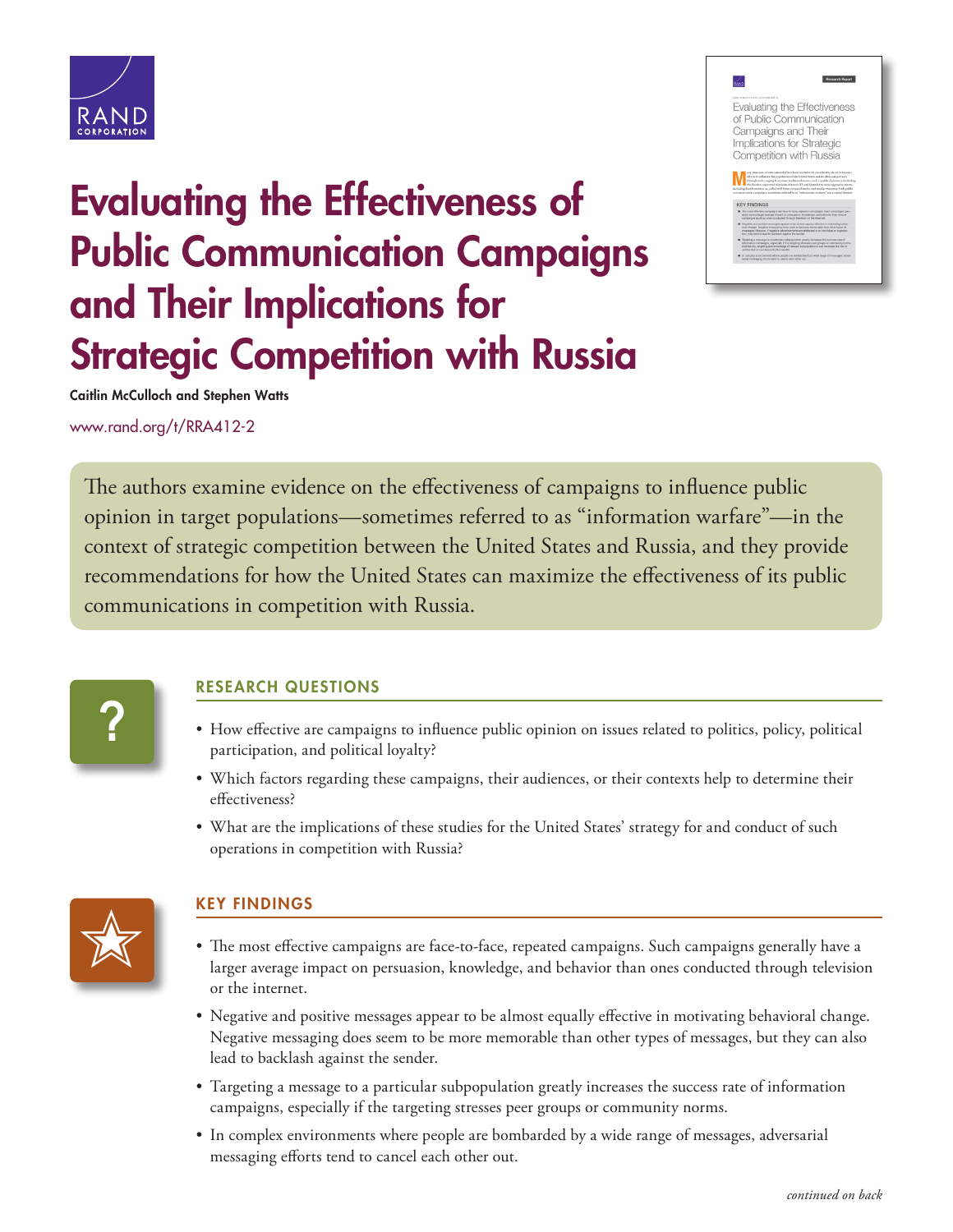# Evaluating the Effectiveness of Public Communication Campaigns and Their Implications for Strategic Competition with Russia

**Caitlin McCulloch and Stephen Watts**

www.rand.org/t/RRA412-2

The authors examine evidence on the effectiveness of campaigns to influence public opinion in target populations—sometimes referred to as "information warfare"—in the context of strategic competition between the United States and Russia, and they provide recommendations for how the United States can maximize the effectiveness of its public communications in competition with Russia.

## RESEARCH QUESTIONS

- How effective are campaigns to influence public opinion on issues related to politics, policy, political participation, and political loyalty?
- Which factors regarding these campaigns, their audiences, or their contexts help to determine their effectiveness?
- What are the implications of these studies for the United States' strategy for and conduct of such operations in competition with Russia?

## KEY FINDINGS

- The most effective campaigns are face-to-face, repeated campaigns. Such campaigns generally have a larger average impact on persuasion, knowledge, and behavior than ones conducted through television or the internet.
- Negative and positive messages appear to be almost equally effective in motivating behavioral change. Negative messaging does seem to be more memorable than other types of messages, but they can also lead to backlash against the sender.
- Targeting a message to a particular subpopulation greatly increases the success rate of information campaigns, especially if the targeting stresses peer groups or community norms.
- In complex environments where people are bombarded by a wide range of messages, adversarial messaging efforts tend to cancel each other out.

*continued on back*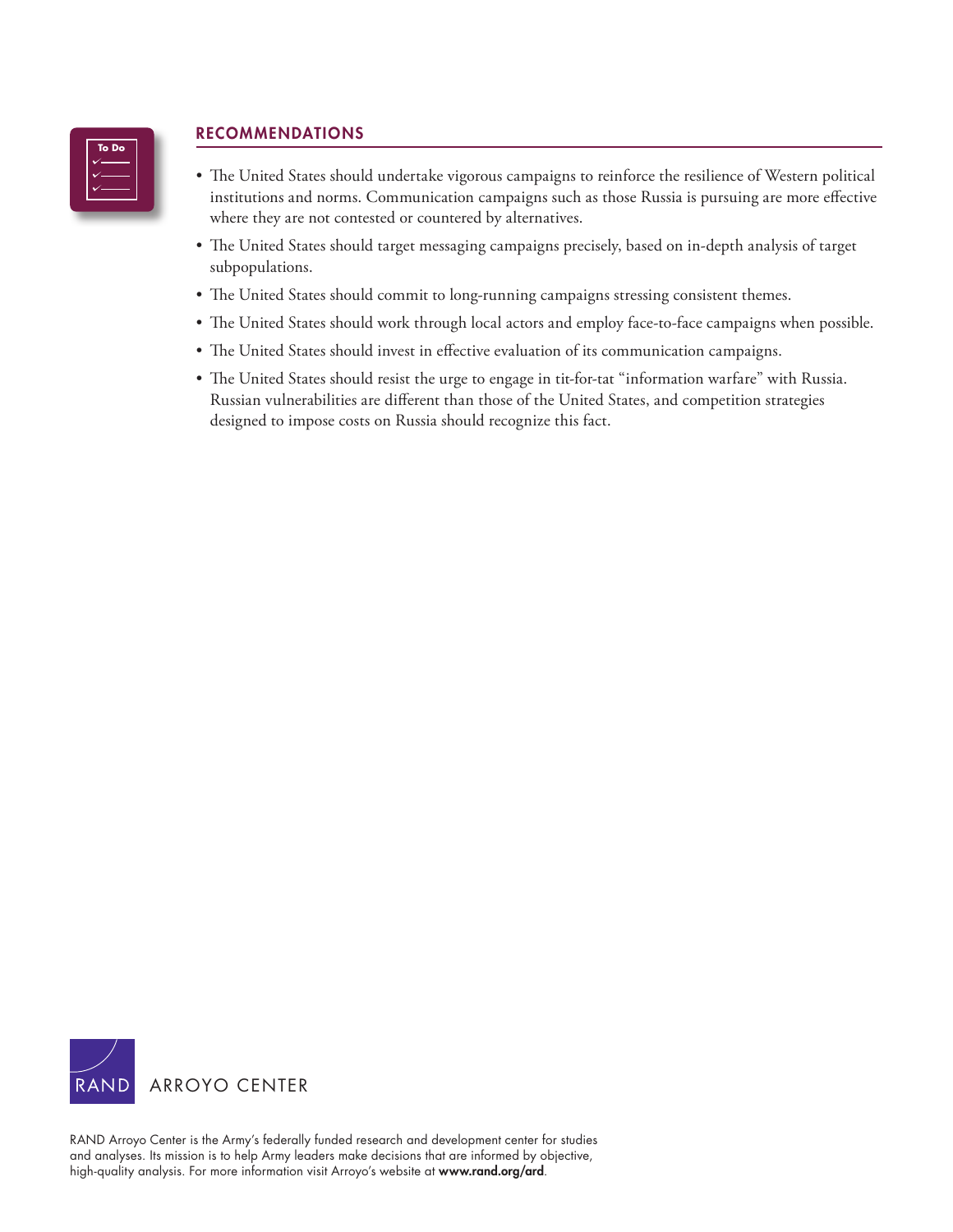## RECOMMENDATIONS

- The United States should undertake vigorous campaigns to reinforce the resilience of Western political institutions and norms. Communication campaigns such as those Russia is pursuing are more effective where they are not contested or countered by alternatives.
- The United States should target messaging campaigns precisely, based on in-depth analysis of target subpopulations.
- The United States should commit to long-running campaigns stressing consistent themes.
- The United States should work through local actors and employ face-to-face campaigns when possible.
- The United States should invest in effective evaluation of its communication campaigns.
- The United States should resist the urge to engage in tit-for-tat "information warfare" with Russia. Russian vulnerabilities are different than those of the United States, and competition strategies designed to impose costs on Russia should recognize this fact.

RAND ARROYO CENTER

RAND Arroyo Center is the Army's federally funded research and development center for studies and analyses. Its mission is to help Army leaders make decisions that are informed by objective, high-quality analysis. For more information visit Arroyo's website at **www.rand.org/ard**.